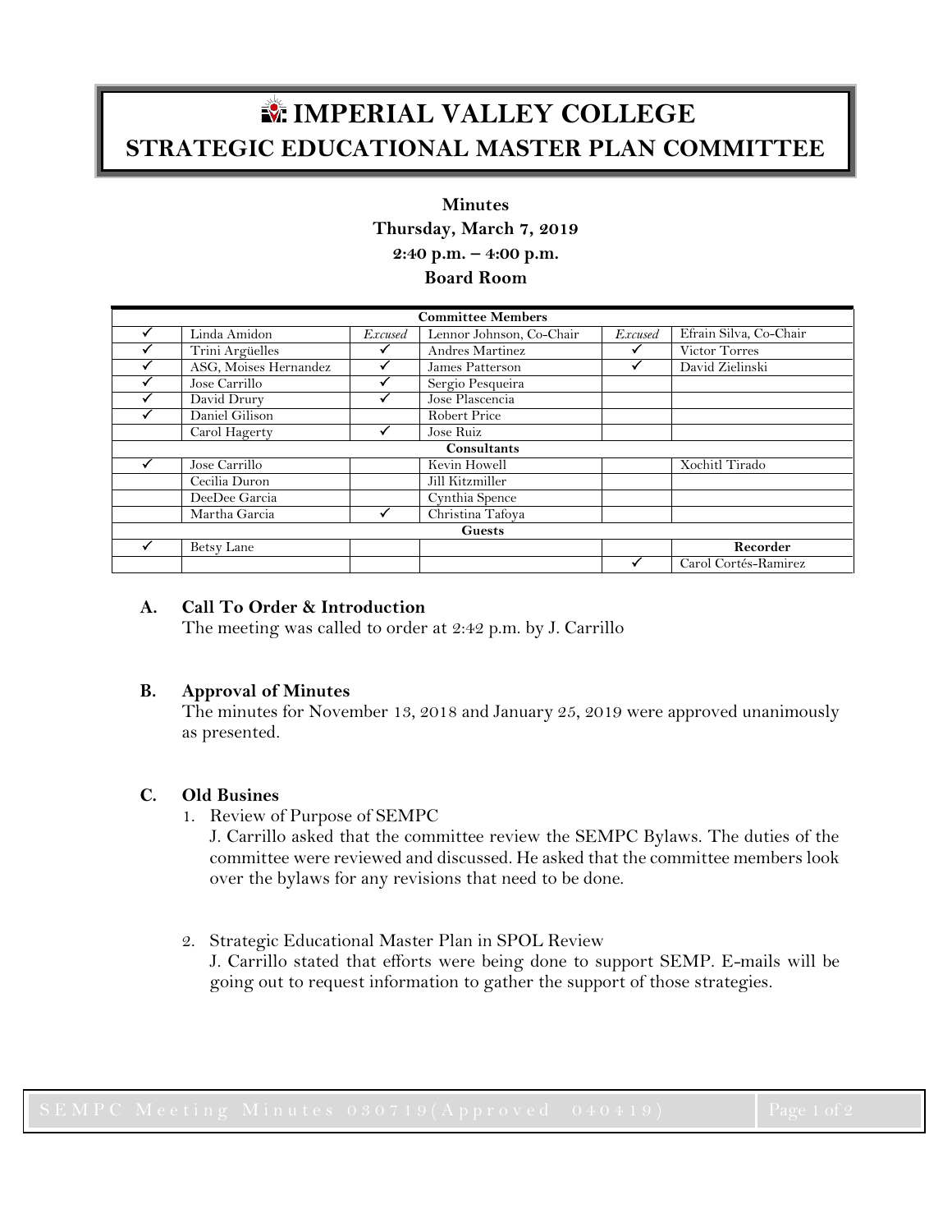# IMPERIAL VALLEY COLLEGE
## STRATEGIC EDUCATIONAL MASTER PLAN COMMITTEE

**Minutes**
**Thursday, March 7, 2019**
**2:40 p.m. – 4:00 p.m.**
**Board Room**

| **Committee Members** | | | | | |
|---|---|---|---|---|---|
| ✓ | Linda Amidon | *Excused* | Lennor Johnson, Co-Chair | *Excused* | Efrain Silva, Co-Chair |
| ✓ | Trini Argüelles | ✓ | Andres Martinez | ✓ | Victor Torres |
| ✓ | ASG, Moises Hernandez | ✓ | James Patterson | ✓ | David Zielinski |
| ✓ | Jose Carrillo | ✓ | Sergio Pesqueira | | |
| ✓ | David Drury | ✓ | Jose Plascencia | | |
| ✓ | Daniel Gilison | | Robert Price | | |
| | Carol Hagerty | ✓ | Jose Ruiz | | |
| **Consultants** | | | | | |
| ✓ | Jose Carrillo | | Kevin Howell | | Xochitl Tirado |
| | Cecilia Duron | | Jill Kitzmiller | | |
| | DeeDee Garcia | | Cynthia Spence | | |
| | Martha Garcia | ✓ | Christina Tafoya | | |
| **Guests** | | | | | |
| ✓ | Betsy Lane | | | | **Recorder** |
| | | | | ✓ | Carol Cortés-Ramirez |

**A. Call To Order & Introduction**

The meeting was called to order at 2:42 p.m. by J. Carrillo

**B. Approval of Minutes**

The minutes for November 13, 2018 and January 25, 2019 were approved unanimously as presented.

**C. Old Busines**

1. Review of Purpose of SEMPC

   J. Carrillo asked that the committee review the SEMPC Bylaws. The duties of the committee were reviewed and discussed. He asked that the committee members look over the bylaws for any revisions that need to be done.

2. Strategic Educational Master Plan in SPOL Review

   J. Carrillo stated that efforts were being done to support SEMP. E-mails will be going out to request information to gather the support of those strategies.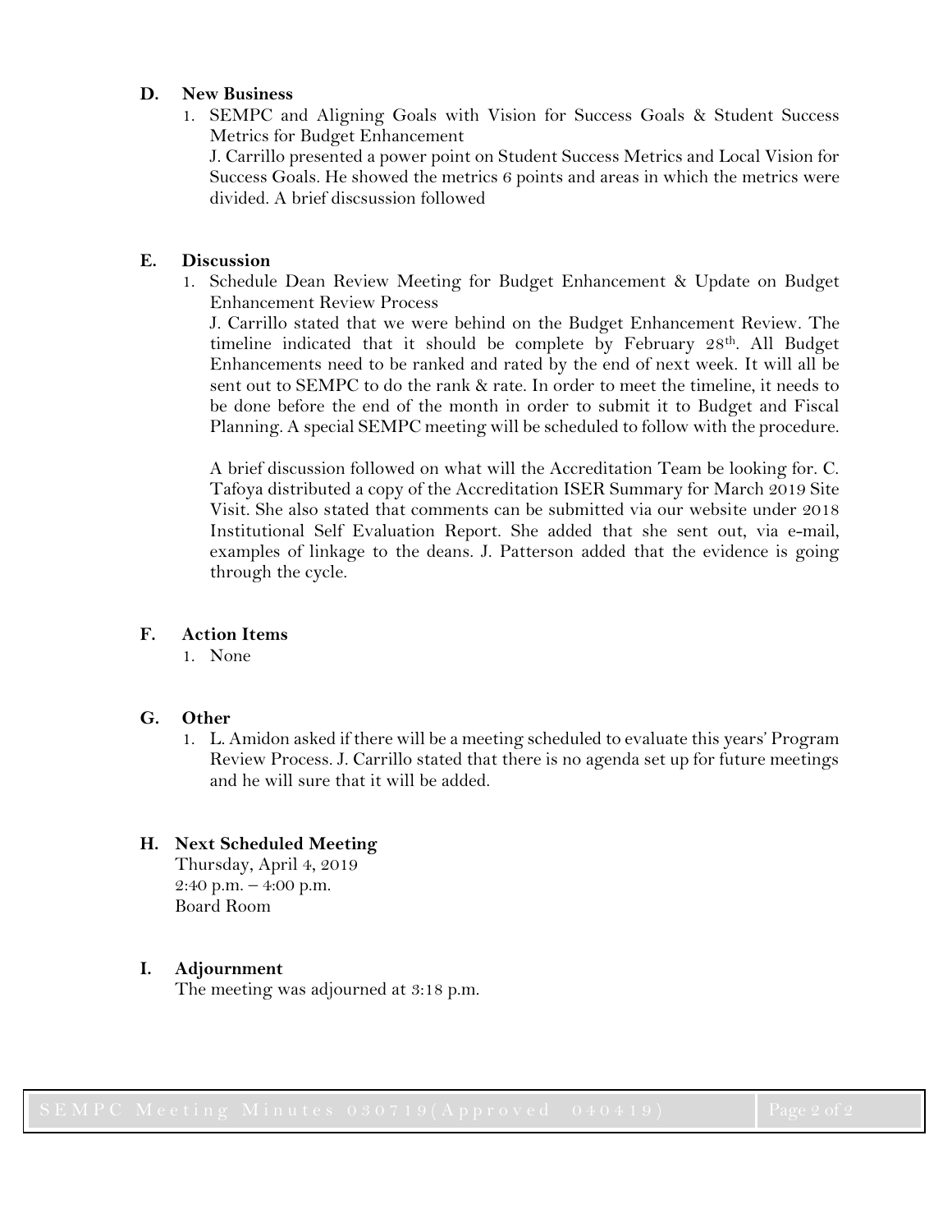**D. New Business**

1. SEMPC and Aligning Goals with Vision for Success Goals & Student Success Metrics for Budget Enhancement
   J. Carrillo presented a power point on Student Success Metrics and Local Vision for Success Goals. He showed the metrics 6 points and areas in which the metrics were divided. A brief discsussion followed

**E. Discussion**

1. Schedule Dean Review Meeting for Budget Enhancement & Update on Budget Enhancement Review Process
   J. Carrillo stated that we were behind on the Budget Enhancement Review. The timeline indicated that it should be complete by February 28th. All Budget Enhancements need to be ranked and rated by the end of next week. It will all be sent out to SEMPC to do the rank & rate. In order to meet the timeline, it needs to be done before the end of the month in order to submit it to Budget and Fiscal Planning. A special SEMPC meeting will be scheduled to follow with the procedure.

   A brief discussion followed on what will the Accreditation Team be looking for. C. Tafoya distributed a copy of the Accreditation ISER Summary for March 2019 Site Visit. She also stated that comments can be submitted via our website under 2018 Institutional Self Evaluation Report. She added that she sent out, via e-mail, examples of linkage to the deans. J. Patterson added that the evidence is going through the cycle.

**F. Action Items**

1. None

**G. Other**

1. L. Amidon asked if there will be a meeting scheduled to evaluate this years' Program Review Process. J. Carrillo stated that there is no agenda set up for future meetings and he will sure that it will be added.

**H. Next Scheduled Meeting**

Thursday, April 4, 2019
2:40 p.m. – 4:00 p.m.
Board Room

**I. Adjournment**

The meeting was adjourned at 3:18 p.m.